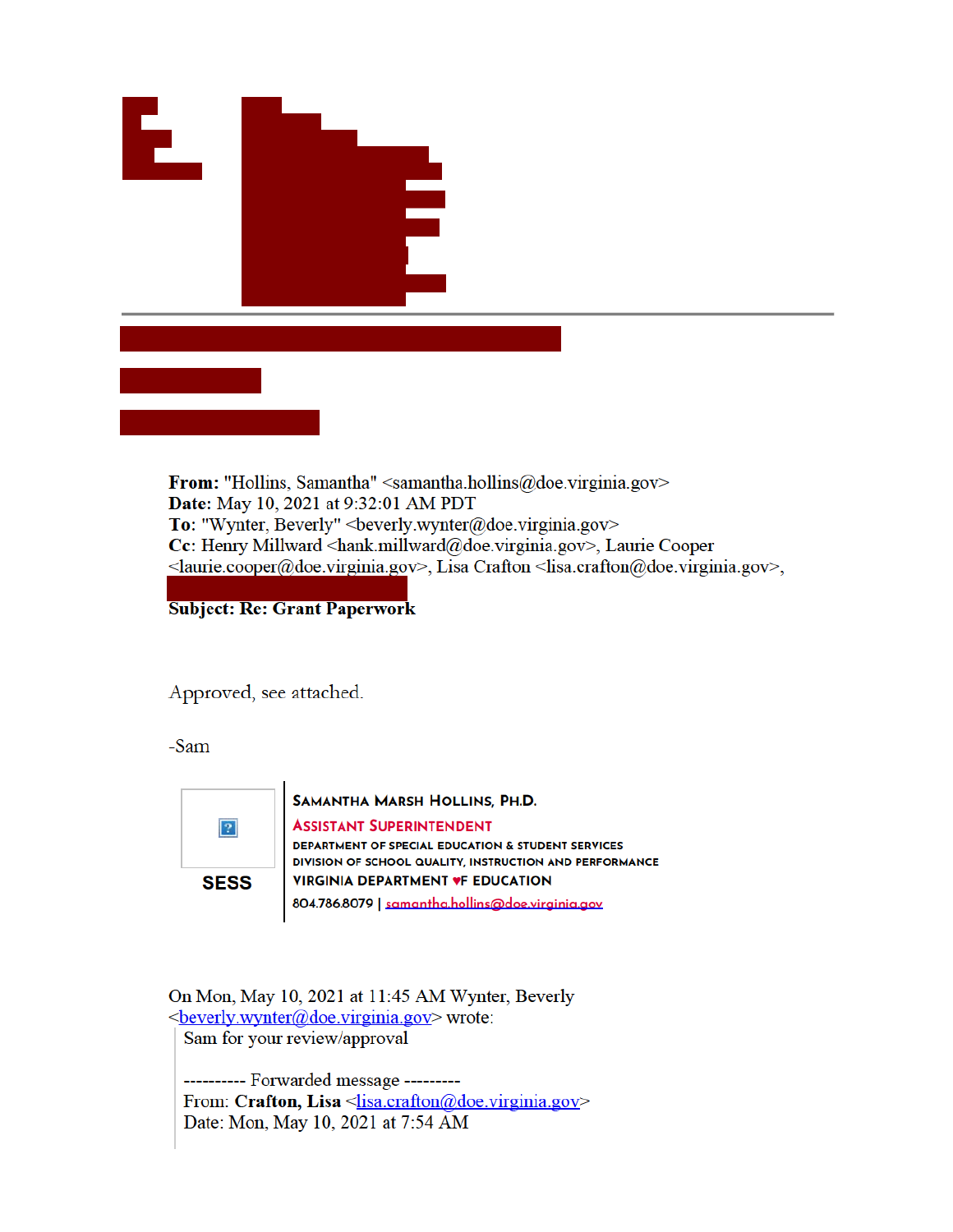**From:** "Hollins, Samantha" <samantha.hollins@doe.virginia.gov>
**Date:** May 10, 2021 at 9:32:01 AM PDT
**To:** "Wynter, Beverly" <beverly.wynter@doe.virginia.gov>
**Cc:** Henry Millward <hank.millward@doe.virginia.gov>, Laurie Cooper <laurie.cooper@doe.virginia.gov>, Lisa Crafton <lisa.crafton@doe.virginia.gov>,
**Subject: Re: Grant Paperwork**

Approved, see attached.

-Sam

SESS

**SAMANTHA MARSH HOLLINS, PH.D.**
ASSISTANT SUPERINTENDENT
DEPARTMENT OF SPECIAL EDUCATION & STUDENT SERVICES
DIVISION OF SCHOOL QUALITY, INSTRUCTION AND PERFORMANCE
VIRGINIA DEPARTMENT OF EDUCATION
804.786.8079 | samantha.hollins@doe.virginia.gov

On Mon, May 10, 2021 at 11:45 AM Wynter, Beverly <beverly.wynter@doe.virginia.gov> wrote:

> Sam for your review/approval
>
> ---------- Forwarded message ---------
> From: **Crafton, Lisa** <lisa.crafton@doe.virginia.gov>
> Date: Mon, May 10, 2021 at 7:54 AM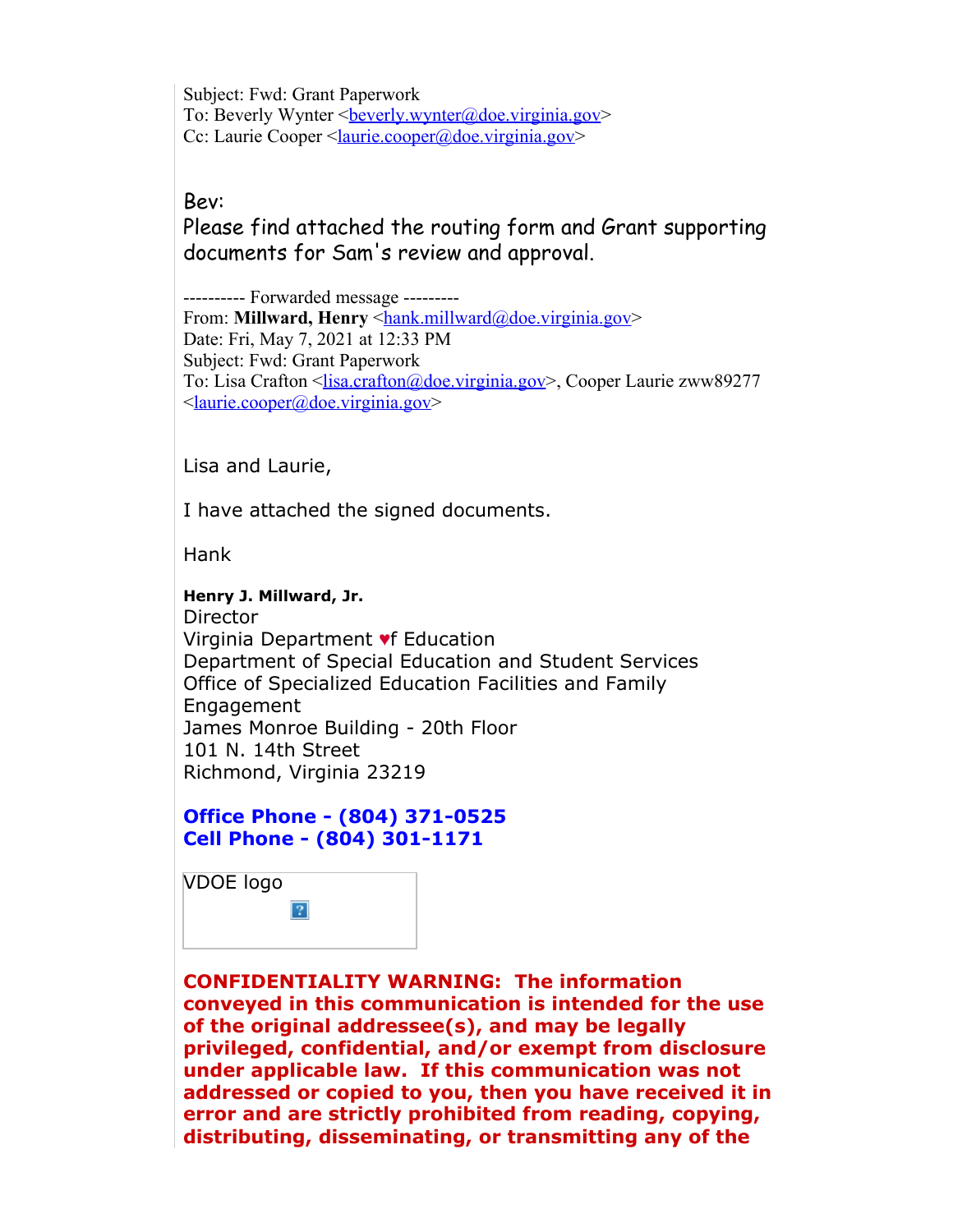Subject: Fwd: Grant Paperwork
To: Beverly Wynter <beverly.wynter@doe.virginia.gov>
Cc: Laurie Cooper <laurie.cooper@doe.virginia.gov>

Bev:
Please find attached the routing form and Grant supporting documents for Sam's review and approval.

---------- Forwarded message ---------
From: **Millward, Henry** <hank.millward@doe.virginia.gov>
Date: Fri, May 7, 2021 at 12:33 PM
Subject: Fwd: Grant Paperwork
To: Lisa Crafton <lisa.crafton@doe.virginia.gov>, Cooper Laurie zww89277 <laurie.cooper@doe.virginia.gov>

Lisa and Laurie,

I have attached the signed documents.

Hank

**Henry J. Millward, Jr.**
Director
Virginia Department ♥f Education
Department of Special Education and Student Services
Office of Specialized Education Facilities and Family Engagement
James Monroe Building - 20th Floor
101 N. 14th Street
Richmond, Virginia 23219

**Office Phone - (804) 371-0525**
**Cell Phone - (804) 301-1171**

VDOE logo

**CONFIDENTIALITY WARNING: The information conveyed in this communication is intended for the use of the original addressee(s), and may be legally privileged, confidential, and/or exempt from disclosure under applicable law. If this communication was not addressed or copied to you, then you have received it in error and are strictly prohibited from reading, copying, distributing, disseminating, or transmitting any of the**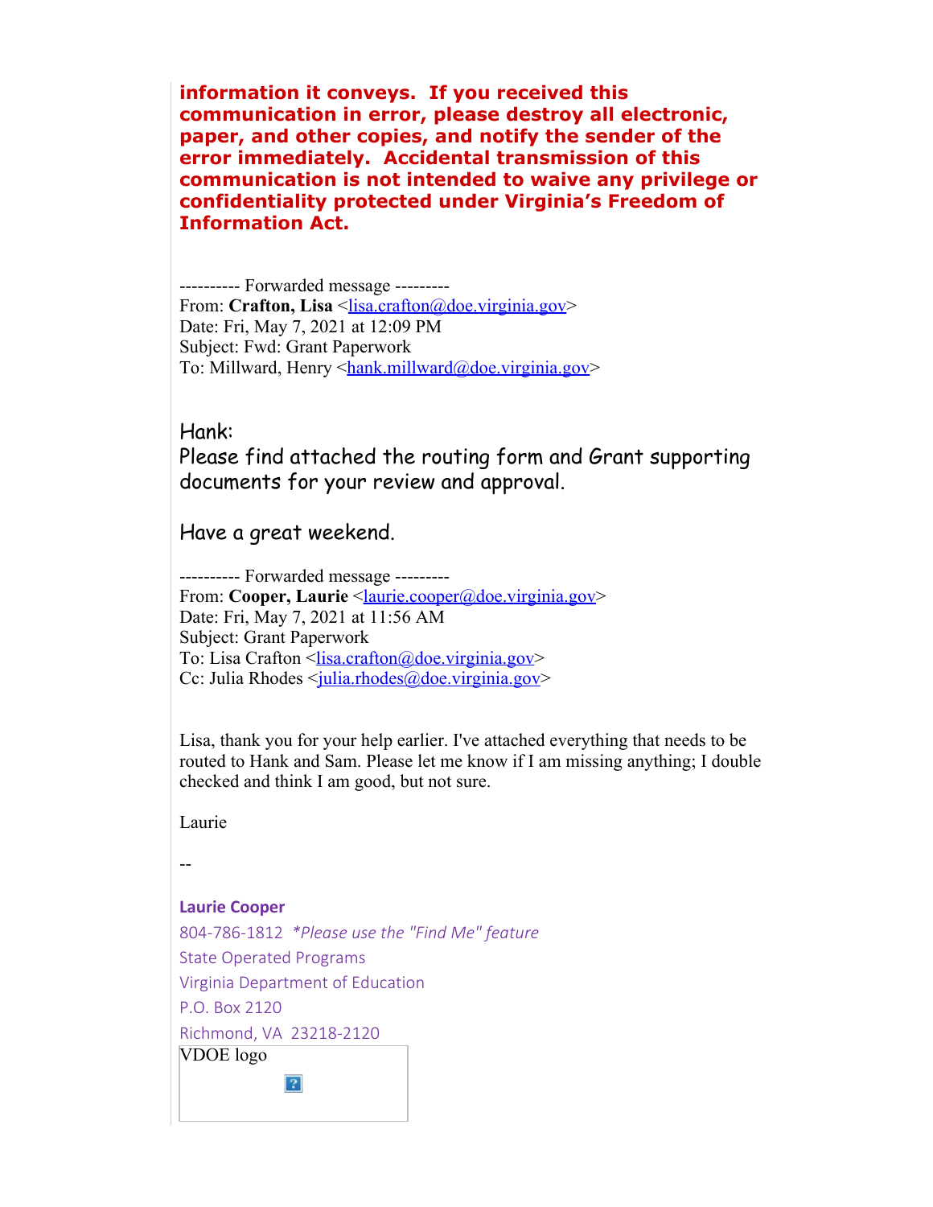**information it conveys. If you received this communication in error, please destroy all electronic, paper, and other copies, and notify the sender of the error immediately. Accidental transmission of this communication is not intended to waive any privilege or confidentiality protected under Virginia's Freedom of Information Act.**

---------- Forwarded message ---------
From: **Crafton, Lisa** <lisa.crafton@doe.virginia.gov>
Date: Fri, May 7, 2021 at 12:09 PM
Subject: Fwd: Grant Paperwork
To: Millward, Henry <hank.millward@doe.virginia.gov>

Hank:
Please find attached the routing form and Grant supporting documents for your review and approval.

Have a great weekend.

---------- Forwarded message ---------
From: **Cooper, Laurie** <laurie.cooper@doe.virginia.gov>
Date: Fri, May 7, 2021 at 11:56 AM
Subject: Grant Paperwork
To: Lisa Crafton <lisa.crafton@doe.virginia.gov>
Cc: Julia Rhodes <julia.rhodes@doe.virginia.gov>

Lisa, thank you for your help earlier. I've attached everything that needs to be routed to Hank and Sam. Please let me know if I am missing anything; I double checked and think I am good, but not sure.

Laurie

--

**Laurie Cooper**
804-786-1812 *\*Please use the "Find Me" feature*
State Operated Programs
Virginia Department of Education
P.O. Box 2120
Richmond, VA 23218-2120

VDOE logo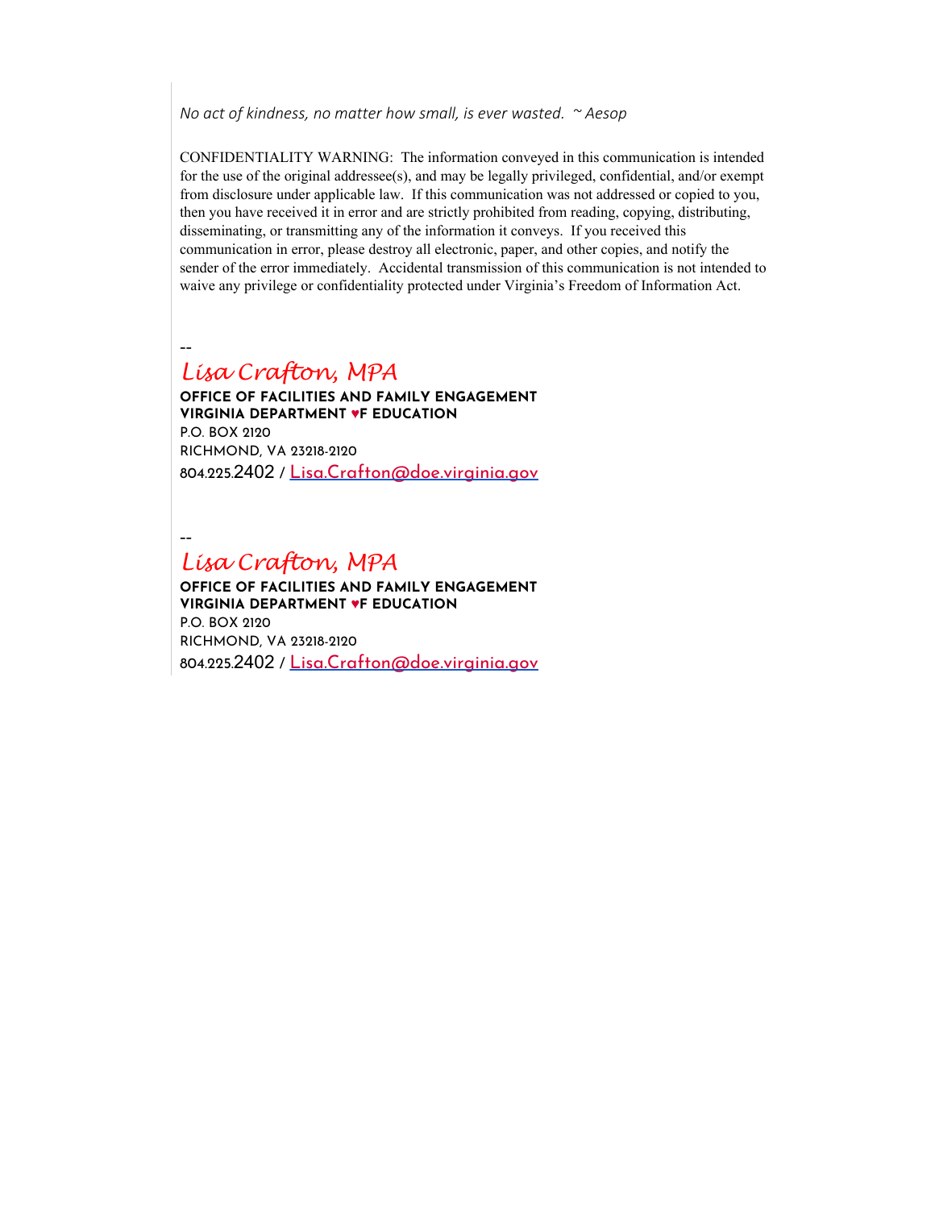*No act of kindness, no matter how small, is ever wasted. ~ Aesop*

CONFIDENTIALITY WARNING: The information conveyed in this communication is intended for the use of the original addressee(s), and may be legally privileged, confidential, and/or exempt from disclosure under applicable law. If this communication was not addressed or copied to you, then you have received it in error and are strictly prohibited from reading, copying, distributing, disseminating, or transmitting any of the information it conveys. If you received this communication in error, please destroy all electronic, paper, and other copies, and notify the sender of the error immediately. Accidental transmission of this communication is not intended to waive any privilege or confidentiality protected under Virginia's Freedom of Information Act.

--

*Lisa Crafton, MPA*

**OFFICE OF FACILITIES AND FAMILY ENGAGEMENT**
**VIRGINIA DEPARTMENT ♥F EDUCATION**
P.O. BOX 2120
RICHMOND, VA 23218-2120
804.225.2402 / Lisa.Crafton@doe.virginia.gov

--

*Lisa Crafton, MPA*

**OFFICE OF FACILITIES AND FAMILY ENGAGEMENT**
**VIRGINIA DEPARTMENT ♥F EDUCATION**
P.O. BOX 2120
RICHMOND, VA 23218-2120
804.225.2402 / Lisa.Crafton@doe.virginia.gov